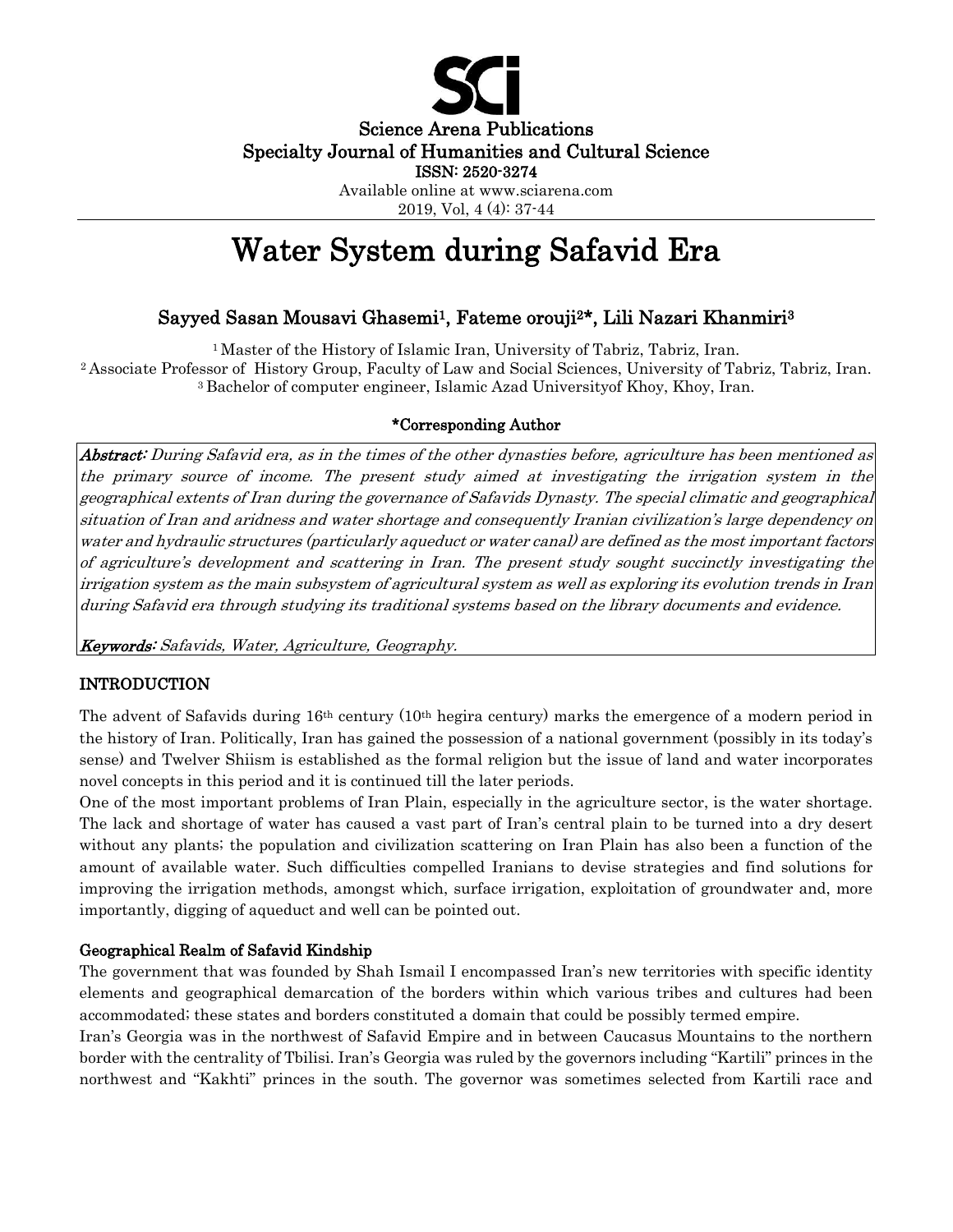Science Arena Publications
Specialty Journal of Humanities and Cultural Science
ISSN: 2520-3274
Available online at www.sciarena.com
2019, Vol, 4 (4): 37-44

# Water System during Safavid Era

## Sayyed Sasan Mousavi Ghasemi[1], Fateme orouji[2]*, Lili Nazari Khanmiri[3]

[1] Master of the History of Islamic Iran, University of Tabriz, Tabriz, Iran.
[2] Associate Professor of History Group, Faculty of Law and Social Sciences, University of Tabriz, Tabriz, Iran.
[3] Bachelor of computer engineer, Islamic Azad Universityof Khoy, Khoy, Iran.

**\*Corresponding Author**

***Abstract:*** *During Safavid era, as in the times of the other dynasties before, agriculture has been mentioned as the primary source of income. The present study aimed at investigating the irrigation system in the geographical extents of Iran during the governance of Safavids Dynasty. The special climatic and geographical situation of Iran and aridness and water shortage and consequently Iranian civilization's large dependency on water and hydraulic structures (particularly aqueduct or water canal) are defined as the most important factors of agriculture's development and scattering in Iran. The present study sought succinctly investigating the irrigation system as the main subsystem of agricultural system as well as exploring its evolution trends in Iran during Safavid era through studying its traditional systems based on the library documents and evidence.*

***Keywords:*** *Safavids, Water, Agriculture, Geography.*

## INTRODUCTION

The advent of Safavids during 16th century (10th hegira century) marks the emergence of a modern period in the history of Iran. Politically, Iran has gained the possession of a national government (possibly in its today's sense) and Twelver Shiism is established as the formal religion but the issue of land and water incorporates novel concepts in this period and it is continued till the later periods.

One of the most important problems of Iran Plain, especially in the agriculture sector, is the water shortage. The lack and shortage of water has caused a vast part of Iran's central plain to be turned into a dry desert without any plants; the population and civilization scattering on Iran Plain has also been a function of the amount of available water. Such difficulties compelled Iranians to devise strategies and find solutions for improving the irrigation methods, amongst which, surface irrigation, exploitation of groundwater and, more importantly, digging of aqueduct and well can be pointed out.

### Geographical Realm of Safavid Kindship

The government that was founded by Shah Ismail I encompassed Iran's new territories with specific identity elements and geographical demarcation of the borders within which various tribes and cultures had been accommodated; these states and borders constituted a domain that could be possibly termed empire.

Iran's Georgia was in the northwest of Safavid Empire and in between Caucasus Mountains to the northern border with the centrality of Tbilisi. Iran's Georgia was ruled by the governors including "Kartili" princes in the northwest and "Kakhti" princes in the south. The governor was sometimes selected from Kartili race and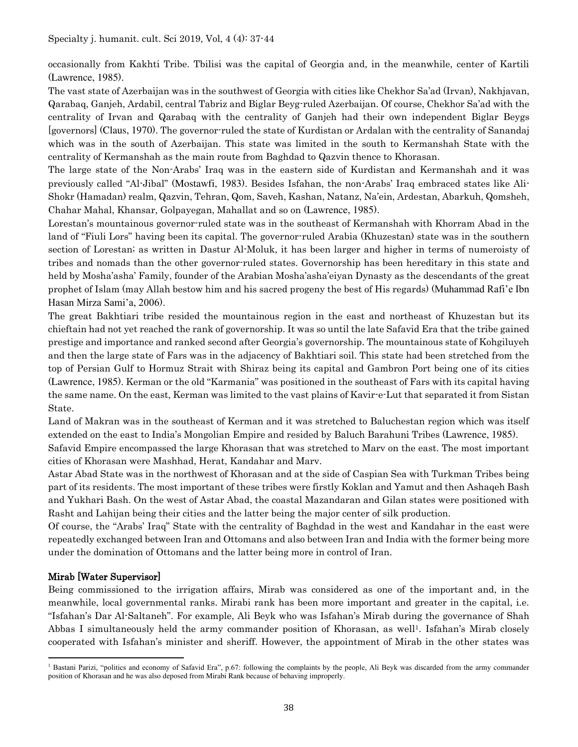occasionally from Kakhti Tribe. Tbilisi was the capital of Georgia and, in the meanwhile, center of Kartili (Lawrence, 1985).

The vast state of Azerbaijan was in the southwest of Georgia with cities like Chekhor Sa'ad (Irvan), Nakhjavan, Qarabaq, Ganjeh, Ardabil, central Tabriz and Biglar Beyg-ruled Azerbaijan. Of course, Chekhor Sa'ad with the centrality of Irvan and Qarabaq with the centrality of Ganjeh had their own independent Biglar Beygs [governors] (Claus, 1970). The governor-ruled the state of Kurdistan or Ardalan with the centrality of Sanandaj which was in the south of Azerbaijan. This state was limited in the south to Kermanshah State with the centrality of Kermanshah as the main route from Baghdad to Qazvin thence to Khorasan.

The large state of the Non-Arabs' Iraq was in the eastern side of Kurdistan and Kermanshah and it was previously called "Al-Jibal" (Mostawfi, 1983). Besides Isfahan, the non-Arabs' Iraq embraced states like Ali-Shokr (Hamadan) realm, Qazvin, Tehran, Qom, Saveh, Kashan, Natanz, Na'ein, Ardestan, Abarkuh, Qomsheh, Chahar Mahal, Khansar, Golpayegan, Mahallat and so on (Lawrence, 1985).

Lorestan's mountainous governor-ruled state was in the southeast of Kermanshah with Khorram Abad in the land of "Fiuli Lors" having been its capital. The governor-ruled Arabia (Khuzestan) state was in the southern section of Lorestan; as written in Dastur Al-Moluk, it has been larger and higher in terms of numeroisty of tribes and nomads than the other governor-ruled states. Governorship has been hereditary in this state and held by Mosha'asha' Family, founder of the Arabian Mosha'asha'eiyan Dynasty as the descendants of the great prophet of Islam (may Allah bestow him and his sacred progeny the best of His regards) (Muhammad Rafi'e Ibn Hasan Mirza Sami'a, 2006).

The great Bakhtiari tribe resided the mountainous region in the east and northeast of Khuzestan but its chieftain had not yet reached the rank of governorship. It was so until the late Safavid Era that the tribe gained prestige and importance and ranked second after Georgia's governorship. The mountainous state of Kohgiluyeh and then the large state of Fars was in the adjacency of Bakhtiari soil. This state had been stretched from the top of Persian Gulf to Hormuz Strait with Shiraz being its capital and Gambron Port being one of its cities (Lawrence, 1985). Kerman or the old "Karmania" was positioned in the southeast of Fars with its capital having the same name. On the east, Kerman was limited to the vast plains of Kavir-e-Lut that separated it from Sistan State.

Land of Makran was in the southeast of Kerman and it was stretched to Baluchestan region which was itself extended on the east to India's Mongolian Empire and resided by Baluch Barahuni Tribes (Lawrence, 1985).

Safavid Empire encompassed the large Khorasan that was stretched to Marv on the east. The most important cities of Khorasan were Mashhad, Herat, Kandahar and Marv.

Astar Abad State was in the northwest of Khorasan and at the side of Caspian Sea with Turkman Tribes being part of its residents. The most important of these tribes were firstly Koklan and Yamut and then Ashaqeh Bash and Yukhari Bash. On the west of Astar Abad, the coastal Mazandaran and Gilan states were positioned with Rasht and Lahijan being their cities and the latter being the major center of silk production.

Of course, the "Arabs' Iraq" State with the centrality of Baghdad in the west and Kandahar in the east were repeatedly exchanged between Iran and Ottomans and also between Iran and India with the former being more under the domination of Ottomans and the latter being more in control of Iran.

## Mirab [Water Supervisor]

Being commissioned to the irrigation affairs, Mirab was considered as one of the important and, in the meanwhile, local governmental ranks. Mirabi rank has been more important and greater in the capital, i.e. "Isfahan's Dar Al-Saltaneh". For example, Ali Beyk who was Isfahan's Mirab during the governance of Shah Abbas I simultaneously held the army commander position of Khorasan, as well[1]. Isfahan's Mirab closely cooperated with Isfahan's minister and sheriff. However, the appointment of Mirab in the other states was

[1] Bastani Parizi, "politics and economy of Safavid Era", p.67: following the complaints by the people, Ali Beyk was discarded from the army commander position of Khorasan and he was also deposed from Mirabi Rank because of behaving improperly.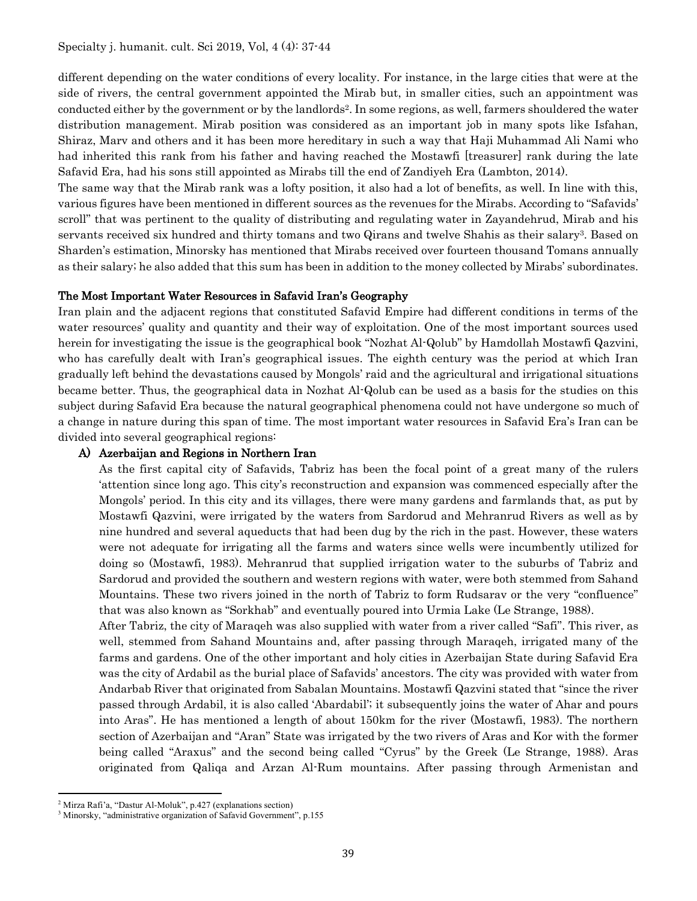different depending on the water conditions of every locality. For instance, in the large cities that were at the side of rivers, the central government appointed the Mirab but, in smaller cities, such an appointment was conducted either by the government or by the landlords[2]. In some regions, as well, farmers shouldered the water distribution management. Mirab position was considered as an important job in many spots like Isfahan, Shiraz, Marv and others and it has been more hereditary in such a way that Haji Muhammad Ali Nami who had inherited this rank from his father and having reached the Mostawfi [treasurer] rank during the late Safavid Era, had his sons still appointed as Mirabs till the end of Zandiyeh Era (Lambton, 2014).

The same way that the Mirab rank was a lofty position, it also had a lot of benefits, as well. In line with this, various figures have been mentioned in different sources as the revenues for the Mirabs. According to "Safavids' scroll" that was pertinent to the quality of distributing and regulating water in Zayandehrud, Mirab and his servants received six hundred and thirty tomans and two Qirans and twelve Shahis as their salary[3]. Based on Sharden's estimation, Minorsky has mentioned that Mirabs received over fourteen thousand Tomans annually as their salary; he also added that this sum has been in addition to the money collected by Mirabs' subordinates.

## The Most Important Water Resources in Safavid Iran's Geography

Iran plain and the adjacent regions that constituted Safavid Empire had different conditions in terms of the water resources' quality and quantity and their way of exploitation. One of the most important sources used herein for investigating the issue is the geographical book "Nozhat Al-Qolub" by Hamdollah Mostawfi Qazvini, who has carefully dealt with Iran's geographical issues. The eighth century was the period at which Iran gradually left behind the devastations caused by Mongols' raid and the agricultural and irrigational situations became better. Thus, the geographical data in Nozhat Al-Qolub can be used as a basis for the studies on this subject during Safavid Era because the natural geographical phenomena could not have undergone so much of a change in nature during this span of time. The most important water resources in Safavid Era's Iran can be divided into several geographical regions:

### A) Azerbaijan and Regions in Northern Iran

As the first capital city of Safavids, Tabriz has been the focal point of a great many of the rulers 'attention since long ago. This city's reconstruction and expansion was commenced especially after the Mongols' period. In this city and its villages, there were many gardens and farmlands that, as put by Mostawfi Qazvini, were irrigated by the waters from Sardorud and Mehranrud Rivers as well as by nine hundred and several aqueducts that had been dug by the rich in the past. However, these waters were not adequate for irrigating all the farms and waters since wells were incumbently utilized for doing so (Mostawfi, 1983). Mehranrud that supplied irrigation water to the suburbs of Tabriz and Sardorud and provided the southern and western regions with water, were both stemmed from Sahand Mountains. These two rivers joined in the north of Tabriz to form Rudsarav or the very "confluence" that was also known as "Sorkhab" and eventually poured into Urmia Lake (Le Strange, 1988).

After Tabriz, the city of Maraqeh was also supplied with water from a river called "Safi". This river, as well, stemmed from Sahand Mountains and, after passing through Maraqeh, irrigated many of the farms and gardens. One of the other important and holy cities in Azerbaijan State during Safavid Era was the city of Ardabil as the burial place of Safavids' ancestors. The city was provided with water from Andarbab River that originated from Sabalan Mountains. Mostawfi Qazvini stated that "since the river passed through Ardabil, it is also called 'Abardabil'; it subsequently joins the water of Ahar and pours into Aras". He has mentioned a length of about 150km for the river (Mostawfi, 1983). The northern section of Azerbaijan and "Aran" State was irrigated by the two rivers of Aras and Kor with the former being called "Araxus" and the second being called "Cyrus" by the Greek (Le Strange, 1988). Aras originated from Qaliqa and Arzan Al-Rum mountains. After passing through Armenistan and

---

[2] Mirza Rafi'a, "Dastur Al-Moluk", p.427 (explanations section)

[3] Minorsky, "administrative organization of Safavid Government", p.155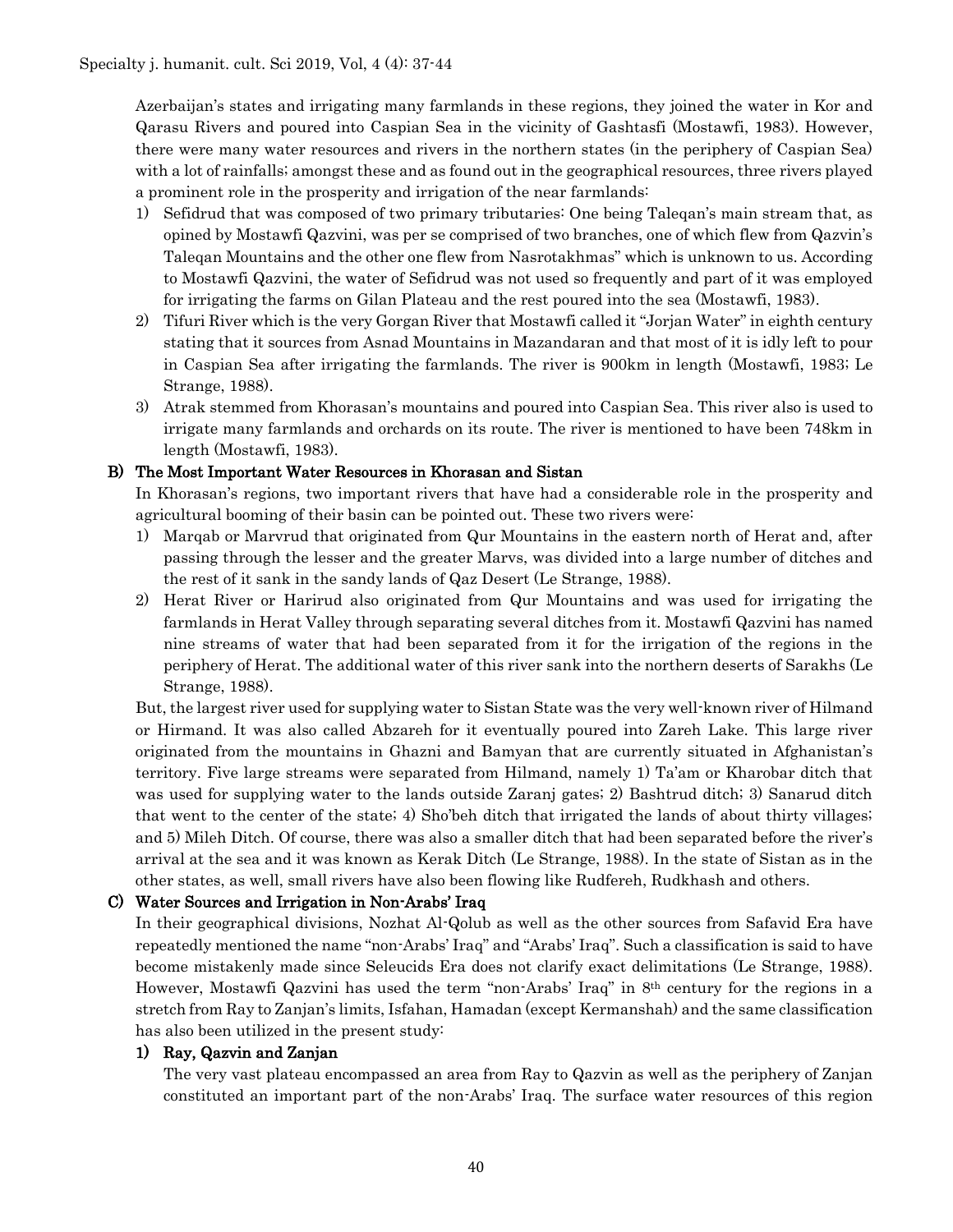Azerbaijan's states and irrigating many farmlands in these regions, they joined the water in Kor and Qarasu Rivers and poured into Caspian Sea in the vicinity of Gashtasfi (Mostawfi, 1983). However, there were many water resources and rivers in the northern states (in the periphery of Caspian Sea) with a lot of rainfalls; amongst these and as found out in the geographical resources, three rivers played a prominent role in the prosperity and irrigation of the near farmlands:

1) Sefidrud that was composed of two primary tributaries: One being Taleqan's main stream that, as opined by Mostawfi Qazvini, was per se comprised of two branches, one of which flew from Qazvin's Taleqan Mountains and the other one flew from Nasrotakhmas" which is unknown to us. According to Mostawfi Qazvini, the water of Sefidrud was not used so frequently and part of it was employed for irrigating the farms on Gilan Plateau and the rest poured into the sea (Mostawfi, 1983).
2) Tifuri River which is the very Gorgan River that Mostawfi called it "Jorjan Water" in eighth century stating that it sources from Asnad Mountains in Mazandaran and that most of it is idly left to pour in Caspian Sea after irrigating the farmlands. The river is 900km in length (Mostawfi, 1983; Le Strange, 1988).
3) Atrak stemmed from Khorasan's mountains and poured into Caspian Sea. This river also is used to irrigate many farmlands and orchards on its route. The river is mentioned to have been 748km in length (Mostawfi, 1983).

### B) The Most Important Water Resources in Khorasan and Sistan

In Khorasan's regions, two important rivers that have had a considerable role in the prosperity and agricultural booming of their basin can be pointed out. These two rivers were:

1) Marqab or Marvrud that originated from Qur Mountains in the eastern north of Herat and, after passing through the lesser and the greater Marvs, was divided into a large number of ditches and the rest of it sank in the sandy lands of Qaz Desert (Le Strange, 1988).
2) Herat River or Harirud also originated from Qur Mountains and was used for irrigating the farmlands in Herat Valley through separating several ditches from it. Mostawfi Qazvini has named nine streams of water that had been separated from it for the irrigation of the regions in the periphery of Herat. The additional water of this river sank into the northern deserts of Sarakhs (Le Strange, 1988).

But, the largest river used for supplying water to Sistan State was the very well-known river of Hilmand or Hirmand. It was also called Abzareh for it eventually poured into Zareh Lake. This large river originated from the mountains in Ghazni and Bamyan that are currently situated in Afghanistan's territory. Five large streams were separated from Hilmand, namely 1) Ta'am or Kharobar ditch that was used for supplying water to the lands outside Zaranj gates; 2) Bashtrud ditch; 3) Sanarud ditch that went to the center of the state; 4) Sho'beh ditch that irrigated the lands of about thirty villages; and 5) Mileh Ditch. Of course, there was also a smaller ditch that had been separated before the river's arrival at the sea and it was known as Kerak Ditch (Le Strange, 1988). In the state of Sistan as in the other states, as well, small rivers have also been flowing like Rudfereh, Rudkhash and others.

### C) Water Sources and Irrigation in Non-Arabs' Iraq

In their geographical divisions, Nozhat Al-Qolub as well as the other sources from Safavid Era have repeatedly mentioned the name "non-Arabs' Iraq" and "Arabs' Iraq". Such a classification is said to have become mistakenly made since Seleucids Era does not clarify exact delimitations (Le Strange, 1988). However, Mostawfi Qazvini has used the term "non-Arabs' Iraq" in 8th century for the regions in a stretch from Ray to Zanjan's limits, Isfahan, Hamadan (except Kermanshah) and the same classification has also been utilized in the present study:

#### 1) Ray, Qazvin and Zanjan

The very vast plateau encompassed an area from Ray to Qazvin as well as the periphery of Zanjan constituted an important part of the non-Arabs' Iraq. The surface water resources of this region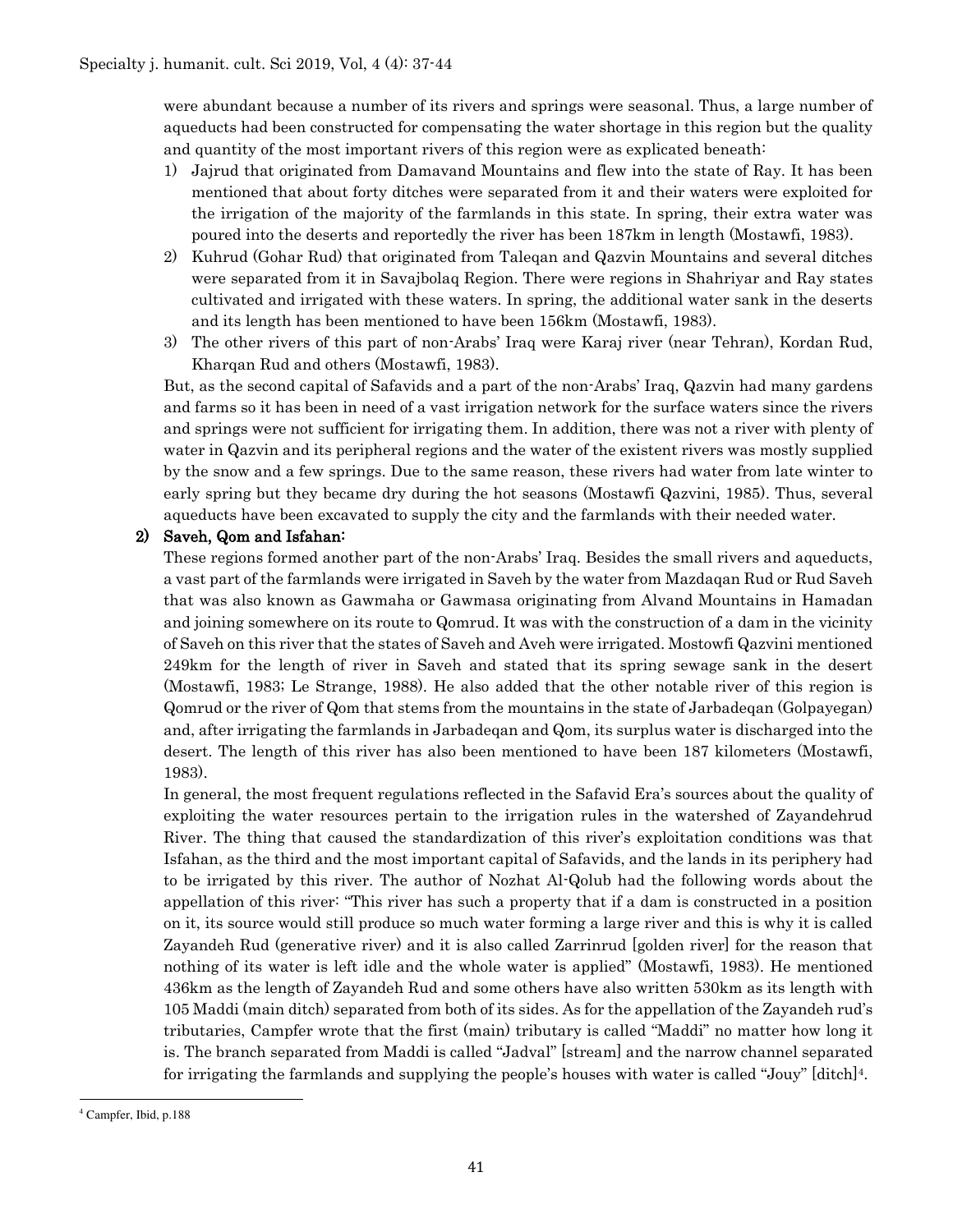were abundant because a number of its rivers and springs were seasonal. Thus, a large number of aqueducts had been constructed for compensating the water shortage in this region but the quality and quantity of the most important rivers of this region were as explicated beneath:

1) Jajrud that originated from Damavand Mountains and flew into the state of Ray. It has been mentioned that about forty ditches were separated from it and their waters were exploited for the irrigation of the majority of the farmlands in this state. In spring, their extra water was poured into the deserts and reportedly the river has been 187km in length (Mostawfi, 1983).
2) Kuhrud (Gohar Rud) that originated from Taleqan and Qazvin Mountains and several ditches were separated from it in Savajbolaq Region. There were regions in Shahriyar and Ray states cultivated and irrigated with these waters. In spring, the additional water sank in the deserts and its length has been mentioned to have been 156km (Mostawfi, 1983).
3) The other rivers of this part of non-Arabs' Iraq were Karaj river (near Tehran), Kordan Rud, Kharqan Rud and others (Mostawfi, 1983).

But, as the second capital of Safavids and a part of the non-Arabs' Iraq, Qazvin had many gardens and farms so it has been in need of a vast irrigation network for the surface waters since the rivers and springs were not sufficient for irrigating them. In addition, there was not a river with plenty of water in Qazvin and its peripheral regions and the water of the existent rivers was mostly supplied by the snow and a few springs. Due to the same reason, these rivers had water from late winter to early spring but they became dry during the hot seasons (Mostawfi Qazvini, 1985). Thus, several aqueducts have been excavated to supply the city and the farmlands with their needed water.

**2) Saveh, Qom and Isfahan:**

These regions formed another part of the non-Arabs' Iraq. Besides the small rivers and aqueducts, a vast part of the farmlands were irrigated in Saveh by the water from Mazdaqan Rud or Rud Saveh that was also known as Gawmaha or Gawmasa originating from Alvand Mountains in Hamadan and joining somewhere on its route to Qomrud. It was with the construction of a dam in the vicinity of Saveh on this river that the states of Saveh and Aveh were irrigated. Mostowfi Qazvini mentioned 249km for the length of river in Saveh and stated that its spring sewage sank in the desert (Mostawfi, 1983; Le Strange, 1988). He also added that the other notable river of this region is Qomrud or the river of Qom that stems from the mountains in the state of Jarbadeqan (Golpayegan) and, after irrigating the farmlands in Jarbadeqan and Qom, its surplus water is discharged into the desert. The length of this river has also been mentioned to have been 187 kilometers (Mostawfi, 1983).

In general, the most frequent regulations reflected in the Safavid Era's sources about the quality of exploiting the water resources pertain to the irrigation rules in the watershed of Zayandehrud River. The thing that caused the standardization of this river's exploitation conditions was that Isfahan, as the third and the most important capital of Safavids, and the lands in its periphery had to be irrigated by this river. The author of Nozhat Al-Qolub had the following words about the appellation of this river: "This river has such a property that if a dam is constructed in a position on it, its source would still produce so much water forming a large river and this is why it is called Zayandeh Rud (generative river) and it is also called Zarrinrud [golden river] for the reason that nothing of its water is left idle and the whole water is applied" (Mostawfi, 1983). He mentioned 436km as the length of Zayandeh Rud and some others have also written 530km as its length with 105 Maddi (main ditch) separated from both of its sides. As for the appellation of the Zayandeh rud's tributaries, Campfer wrote that the first (main) tributary is called "Maddi" no matter how long it is. The branch separated from Maddi is called "Jadval" [stream] and the narrow channel separated for irrigating the farmlands and supplying the people's houses with water is called "Jouy" [ditch][4].

[4] Campfer, Ibid, p.188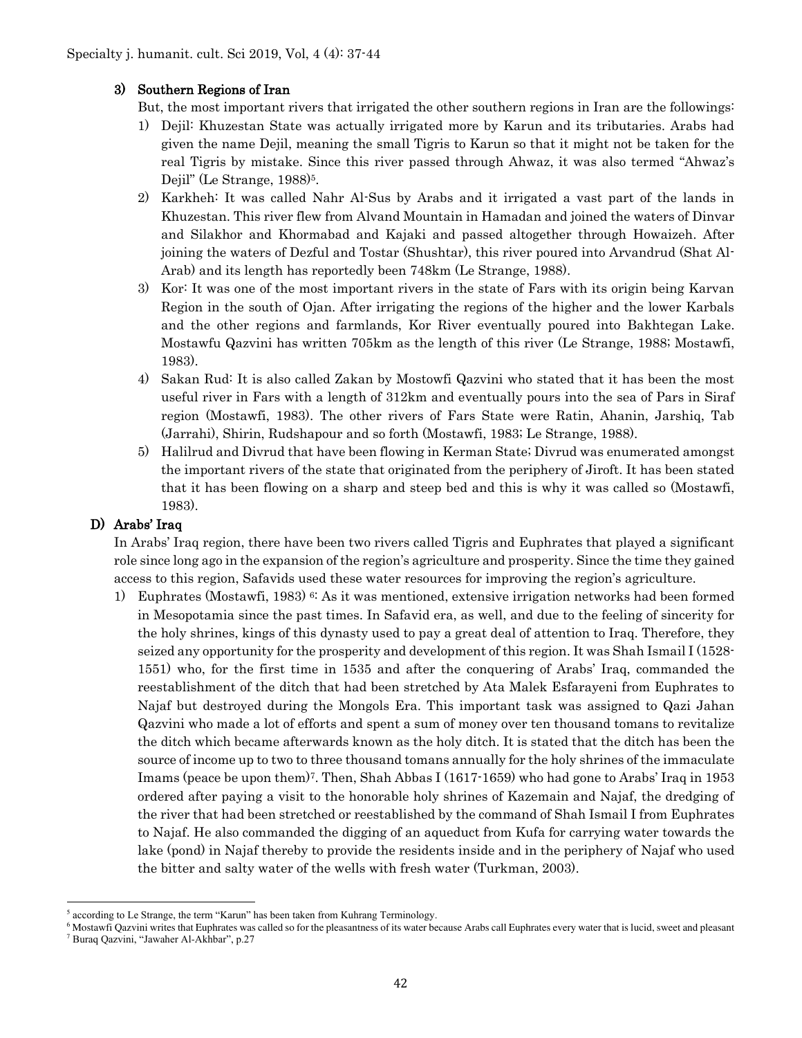### 3) Southern Regions of Iran

But, the most important rivers that irrigated the other southern regions in Iran are the followings:

1) Dejil: Khuzestan State was actually irrigated more by Karun and its tributaries. Arabs had given the name Dejil, meaning the small Tigris to Karun so that it might not be taken for the real Tigris by mistake. Since this river passed through Ahwaz, it was also termed "Ahwaz's Dejil" (Le Strange, 1988)[5].
2) Karkheh: It was called Nahr Al-Sus by Arabs and it irrigated a vast part of the lands in Khuzestan. This river flew from Alvand Mountain in Hamadan and joined the waters of Dinvar and Silakhor and Khormabad and Kajaki and passed altogether through Howaizeh. After joining the waters of Dezful and Tostar (Shushtar), this river poured into Arvandrud (Shat Al-Arab) and its length has reportedly been 748km (Le Strange, 1988).
3) Kor: It was one of the most important rivers in the state of Fars with its origin being Karvan Region in the south of Ojan. After irrigating the regions of the higher and the lower Karbals and the other regions and farmlands, Kor River eventually poured into Bakhtegan Lake. Mostawfu Qazvini has written 705km as the length of this river (Le Strange, 1988; Mostawfi, 1983).
4) Sakan Rud: It is also called Zakan by Mostowfi Qazvini who stated that it has been the most useful river in Fars with a length of 312km and eventually pours into the sea of Pars in Siraf region (Mostawfi, 1983). The other rivers of Fars State were Ratin, Ahanin, Jarshiq, Tab (Jarrahi), Shirin, Rudshapour and so forth (Mostawfi, 1983; Le Strange, 1988).
5) Halilrud and Divrud that have been flowing in Kerman State; Divrud was enumerated amongst the important rivers of the state that originated from the periphery of Jiroft. It has been stated that it has been flowing on a sharp and steep bed and this is why it was called so (Mostawfi, 1983).

## D) Arabs' Iraq

In Arabs' Iraq region, there have been two rivers called Tigris and Euphrates that played a significant role since long ago in the expansion of the region's agriculture and prosperity. Since the time they gained access to this region, Safavids used these water resources for improving the region's agriculture.

1) Euphrates (Mostawfi, 1983) [6]: As it was mentioned, extensive irrigation networks had been formed in Mesopotamia since the past times. In Safavid era, as well, and due to the feeling of sincerity for the holy shrines, kings of this dynasty used to pay a great deal of attention to Iraq. Therefore, they seized any opportunity for the prosperity and development of this region. It was Shah Ismail I (1528-1551) who, for the first time in 1535 and after the conquering of Arabs' Iraq, commanded the reestablishment of the ditch that had been stretched by Ata Malek Esfarayeni from Euphrates to Najaf but destroyed during the Mongols Era. This important task was assigned to Qazi Jahan Qazvini who made a lot of efforts and spent a sum of money over ten thousand tomans to revitalize the ditch which became afterwards known as the holy ditch. It is stated that the ditch has been the source of income up to two to three thousand tomans annually for the holy shrines of the immaculate Imams (peace be upon them)[7]. Then, Shah Abbas I (1617-1659) who had gone to Arabs' Iraq in 1953 ordered after paying a visit to the honorable holy shrines of Kazemain and Najaf, the dredging of the river that had been stretched or reestablished by the command of Shah Ismail I from Euphrates to Najaf. He also commanded the digging of an aqueduct from Kufa for carrying water towards the lake (pond) in Najaf thereby to provide the residents inside and in the periphery of Najaf who used the bitter and salty water of the wells with fresh water (Turkman, 2003).

---

[5] according to Le Strange, the term "Karun" has been taken from Kuhrang Terminology.

[6] Mostawfi Qazvini writes that Euphrates was called so for the pleasantness of its water because Arabs call Euphrates every water that is lucid, sweet and pleasant

[7] Buraq Qazvini, "Jawaher Al-Akhbar", p.27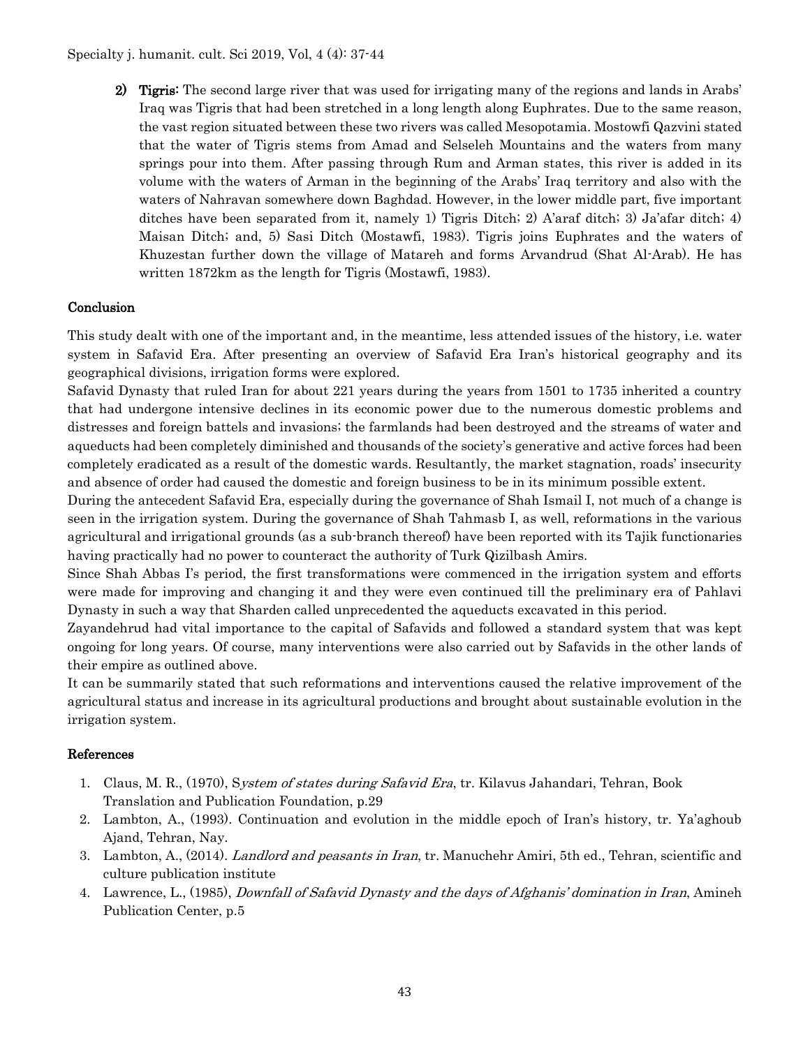2) **Tigris:** The second large river that was used for irrigating many of the regions and lands in Arabs' Iraq was Tigris that had been stretched in a long length along Euphrates. Due to the same reason, the vast region situated between these two rivers was called Mesopotamia. Mostowfi Qazvini stated that the water of Tigris stems from Amad and Selseleh Mountains and the waters from many springs pour into them. After passing through Rum and Arman states, this river is added in its volume with the waters of Arman in the beginning of the Arabs' Iraq territory and also with the waters of Nahravan somewhere down Baghdad. However, in the lower middle part, five important ditches have been separated from it, namely 1) Tigris Ditch; 2) A'araf ditch; 3) Ja'afar ditch; 4) Maisan Ditch; and, 5) Sasi Ditch (Mostawfi, 1983). Tigris joins Euphrates and the waters of Khuzestan further down the village of Matareh and forms Arvandrud (Shat Al-Arab). He has written 1872km as the length for Tigris (Mostawfi, 1983).

## Conclusion

This study dealt with one of the important and, in the meantime, less attended issues of the history, i.e. water system in Safavid Era. After presenting an overview of Safavid Era Iran's historical geography and its geographical divisions, irrigation forms were explored.

Safavid Dynasty that ruled Iran for about 221 years during the years from 1501 to 1735 inherited a country that had undergone intensive declines in its economic power due to the numerous domestic problems and distresses and foreign battels and invasions; the farmlands had been destroyed and the streams of water and aqueducts had been completely diminished and thousands of the society's generative and active forces had been completely eradicated as a result of the domestic wards. Resultantly, the market stagnation, roads' insecurity and absence of order had caused the domestic and foreign business to be in its minimum possible extent.

During the antecedent Safavid Era, especially during the governance of Shah Ismail I, not much of a change is seen in the irrigation system. During the governance of Shah Tahmasb I, as well, reformations in the various agricultural and irrigational grounds (as a sub-branch thereof) have been reported with its Tajik functionaries having practically had no power to counteract the authority of Turk Qizilbash Amirs.

Since Shah Abbas I's period, the first transformations were commenced in the irrigation system and efforts were made for improving and changing it and they were even continued till the preliminary era of Pahlavi Dynasty in such a way that Sharden called unprecedented the aqueducts excavated in this period.

Zayandehrud had vital importance to the capital of Safavids and followed a standard system that was kept ongoing for long years. Of course, many interventions were also carried out by Safavids in the other lands of their empire as outlined above.

It can be summarily stated that such reformations and interventions caused the relative improvement of the agricultural status and increase in its agricultural productions and brought about sustainable evolution in the irrigation system.

## References

1. Claus, M. R., (1970), *System of states during Safavid Era*, tr. Kilavus Jahandari, Tehran, Book Translation and Publication Foundation, p.29
2. Lambton, A., (1993). Continuation and evolution in the middle epoch of Iran's history, tr. Ya'aghoub Ajand, Tehran, Nay.
3. Lambton, A., (2014). *Landlord and peasants in Iran*, tr. Manuchehr Amiri, 5th ed., Tehran, scientific and culture publication institute
4. Lawrence, L., (1985), *Downfall of Safavid Dynasty and the days of Afghanis' domination in Iran*, Amineh Publication Center, p.5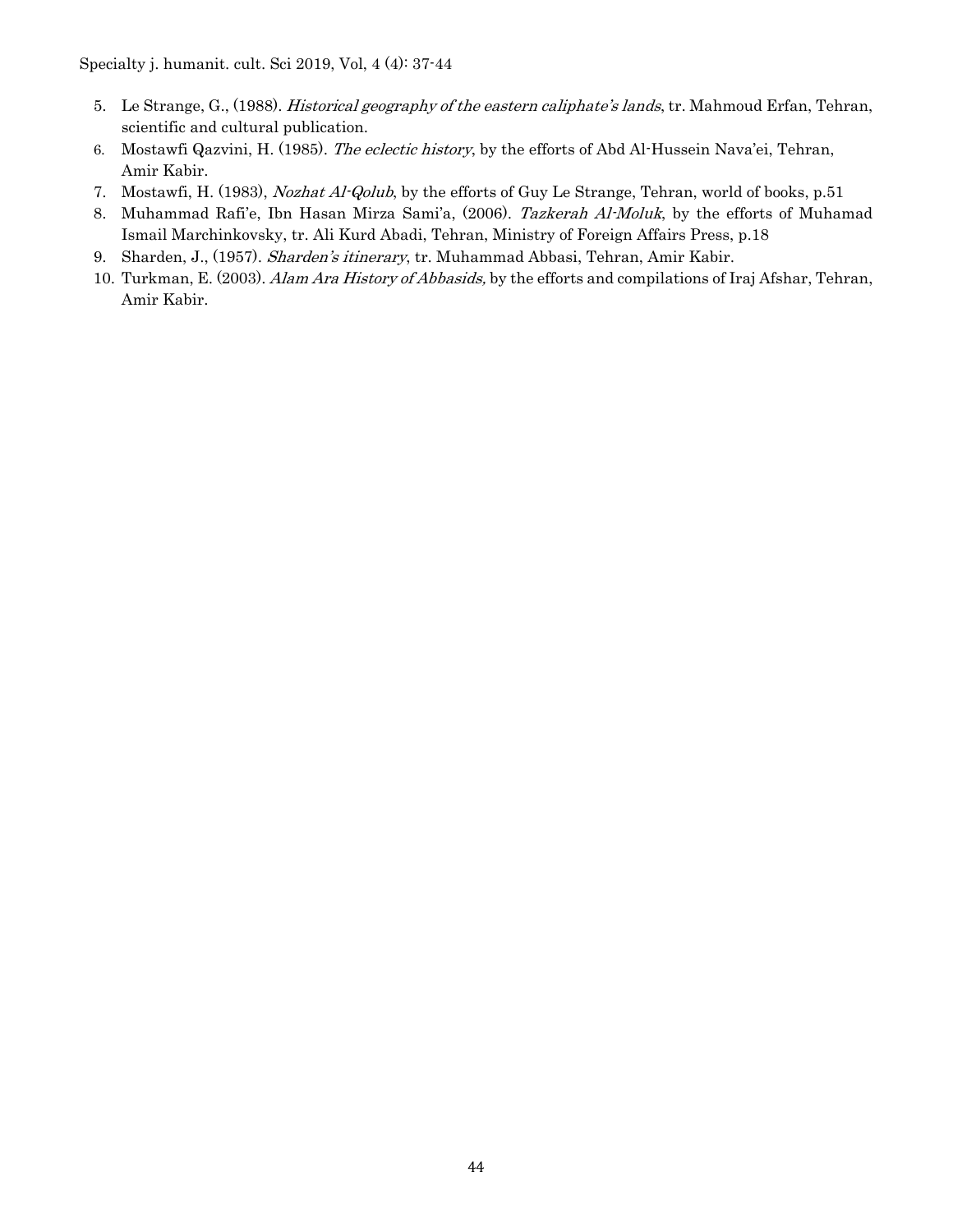5. Le Strange, G., (1988). *Historical geography of the eastern caliphate's lands*, tr. Mahmoud Erfan, Tehran, scientific and cultural publication.
6. Mostawfi Qazvini, H. (1985). *The eclectic history*, by the efforts of Abd Al-Hussein Nava'ei, Tehran, Amir Kabir.
7. Mostawfi, H. (1983), *Nozhat Al-Qolub*, by the efforts of Guy Le Strange, Tehran, world of books, p.51
8. Muhammad Rafi'e, Ibn Hasan Mirza Sami'a, (2006). *Tazkerah Al-Moluk*, by the efforts of Muhamad Ismail Marchinkovsky, tr. Ali Kurd Abadi, Tehran, Ministry of Foreign Affairs Press, p.18
9. Sharden, J., (1957). *Sharden's itinerary*, tr. Muhammad Abbasi, Tehran, Amir Kabir.
10. Turkman, E. (2003). *Alam Ara History of Abbasids,* by the efforts and compilations of Iraj Afshar, Tehran, Amir Kabir.